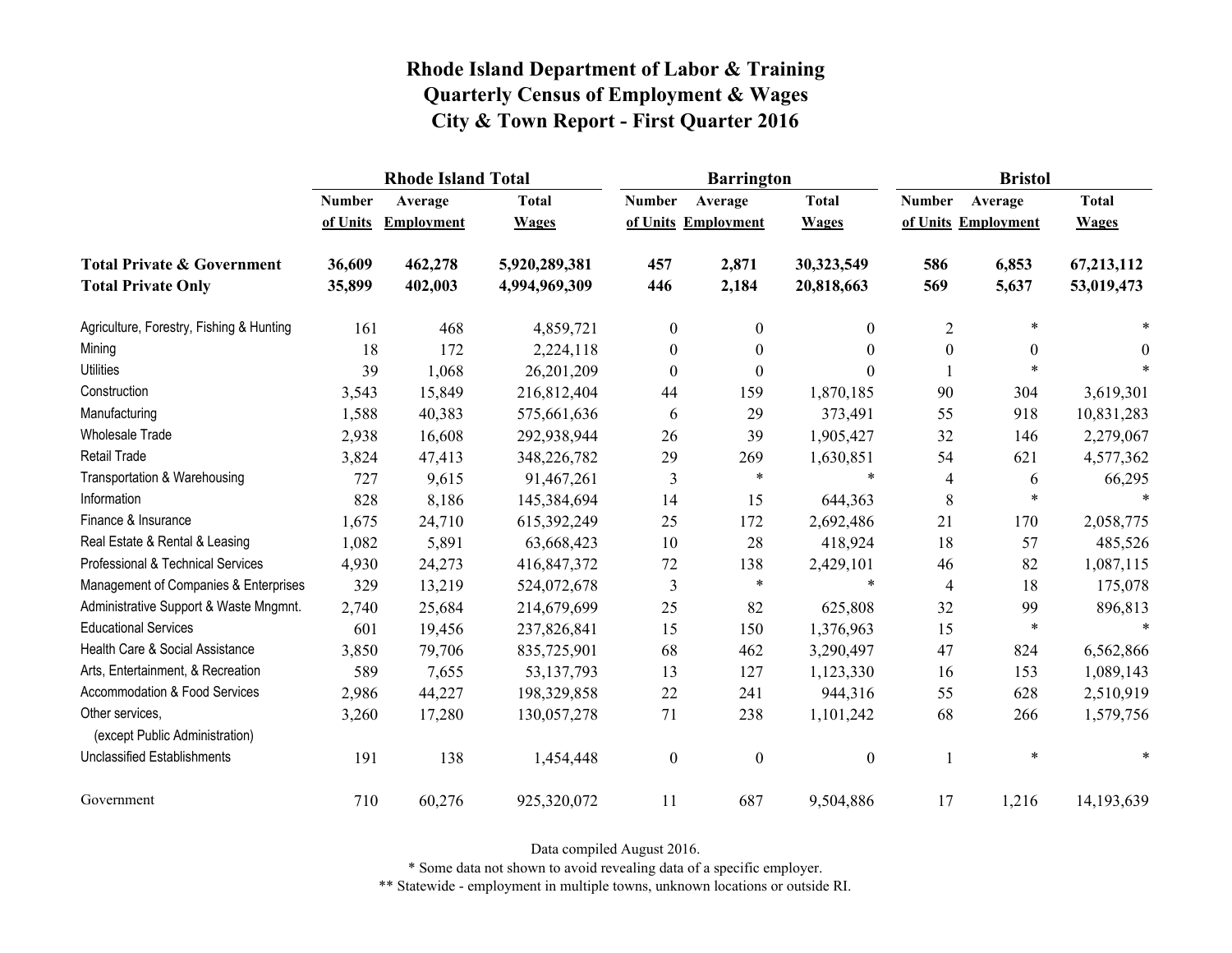# Rhode Island Department of Labor & Training
## Quarterly Census of Employment & Wages
## City & Town Report - First Quarter 2016

| | Rhode Island Total | | | Barrington | | | Bristol | | |
|---|---|---|---|---|---|---|---|---|---|
| | Number of Units | Average Employment | Total Wages | Number of Units | Average Employment | Total Wages | Number of Units | Average Employment | Total Wages |
| **Total Private & Government** | **36,609** | **462,278** | **5,920,289,381** | **457** | **2,871** | **30,323,549** | **586** | **6,853** | **67,213,112** |
| **Total Private Only** | **35,899** | **402,003** | **4,994,969,309** | **446** | **2,184** | **20,818,663** | **569** | **5,637** | **53,019,473** |
| Agriculture, Forestry, Fishing & Hunting | 161 | 468 | 4,859,721 | 0 | 0 | 0 | 2 | * | * |
| Mining | 18 | 172 | 2,224,118 | 0 | 0 | 0 | 0 | 0 | 0 |
| Utilities | 39 | 1,068 | 26,201,209 | 0 | 0 | 0 | 1 | * | * |
| Construction | 3,543 | 15,849 | 216,812,404 | 44 | 159 | 1,870,185 | 90 | 304 | 3,619,301 |
| Manufacturing | 1,588 | 40,383 | 575,661,636 | 6 | 29 | 373,491 | 55 | 918 | 10,831,283 |
| Wholesale Trade | 2,938 | 16,608 | 292,938,944 | 26 | 39 | 1,905,427 | 32 | 146 | 2,279,067 |
| Retail Trade | 3,824 | 47,413 | 348,226,782 | 29 | 269 | 1,630,851 | 54 | 621 | 4,577,362 |
| Transportation & Warehousing | 727 | 9,615 | 91,467,261 | 3 | * | * | 4 | 6 | 66,295 |
| Information | 828 | 8,186 | 145,384,694 | 14 | 15 | 644,363 | 8 | * | * |
| Finance & Insurance | 1,675 | 24,710 | 615,392,249 | 25 | 172 | 2,692,486 | 21 | 170 | 2,058,775 |
| Real Estate & Rental & Leasing | 1,082 | 5,891 | 63,668,423 | 10 | 28 | 418,924 | 18 | 57 | 485,526 |
| Professional & Technical Services | 4,930 | 24,273 | 416,847,372 | 72 | 138 | 2,429,101 | 46 | 82 | 1,087,115 |
| Management of Companies & Enterprises | 329 | 13,219 | 524,072,678 | 3 | * | * | 4 | 18 | 175,078 |
| Administrative Support & Waste Mngmnt. | 2,740 | 25,684 | 214,679,699 | 25 | 82 | 625,808 | 32 | 99 | 896,813 |
| Educational Services | 601 | 19,456 | 237,826,841 | 15 | 150 | 1,376,963 | 15 | * | * |
| Health Care & Social Assistance | 3,850 | 79,706 | 835,725,901 | 68 | 462 | 3,290,497 | 47 | 824 | 6,562,866 |
| Arts, Entertainment, & Recreation | 589 | 7,655 | 53,137,793 | 13 | 127 | 1,123,330 | 16 | 153 | 1,089,143 |
| Accommodation & Food Services | 2,986 | 44,227 | 198,329,858 | 22 | 241 | 944,316 | 55 | 628 | 2,510,919 |
| Other services, (except Public Administration) | 3,260 | 17,280 | 130,057,278 | 71 | 238 | 1,101,242 | 68 | 266 | 1,579,756 |
| Unclassified Establishments | 191 | 138 | 1,454,448 | 0 | 0 | 0 | 1 | * | * |
| Government | 710 | 60,276 | 925,320,072 | 11 | 687 | 9,504,886 | 17 | 1,216 | 14,193,639 |

Data compiled August 2016.

* Some data not shown to avoid revealing data of a specific employer.

** Statewide - employment in multiple towns, unknown locations or outside RI.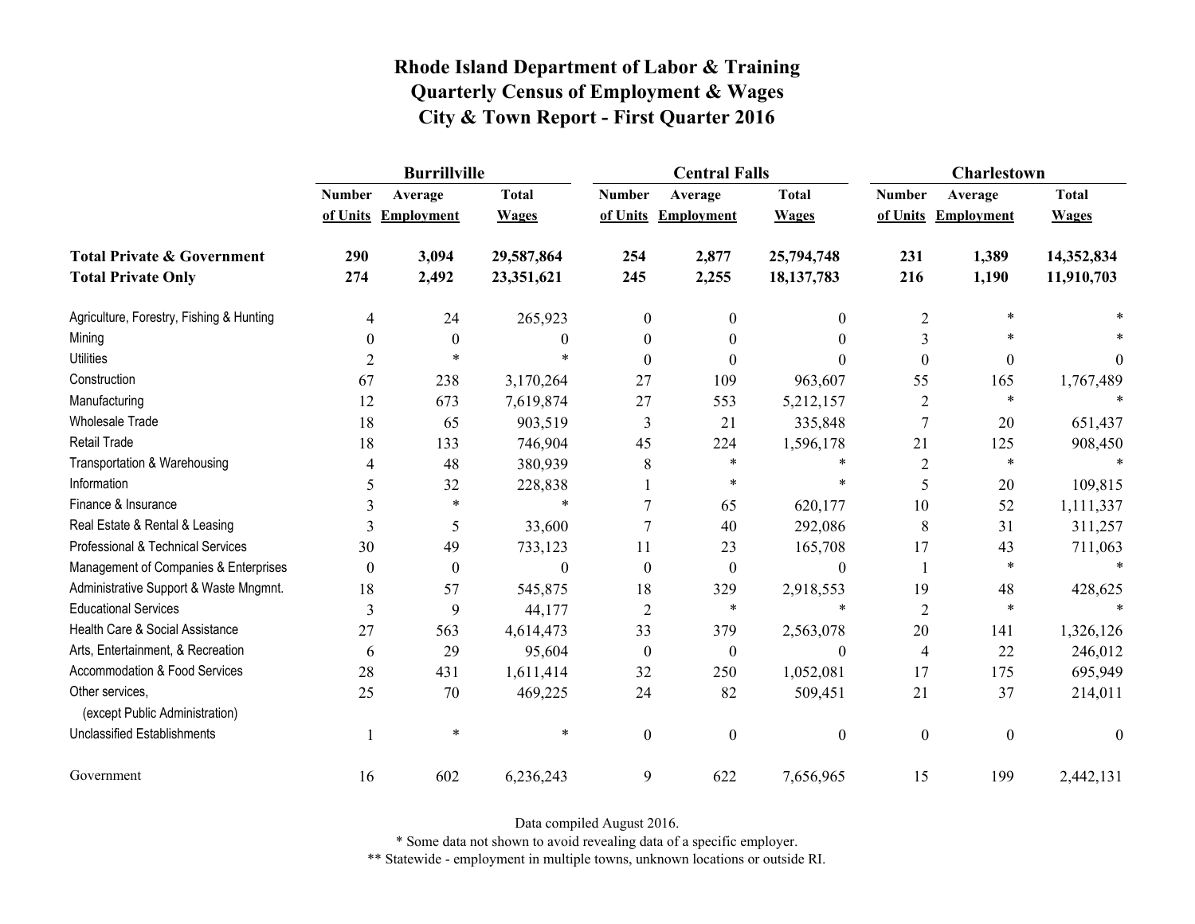# Rhode Island Department of Labor & Training
## Quarterly Census of Employment & Wages
## City & Town Report - First Quarter 2016

| | Burrillville | | | Central Falls | | | Charlestown | | |
|---|---|---|---|---|---|---|---|---|---|
| | Number of Units | Average Employment | Total Wages | Number of Units | Average Employment | Total Wages | Number of Units | Average Employment | Total Wages |
| **Total Private & Government** | **290** | **3,094** | **29,587,864** | **254** | **2,877** | **25,794,748** | **231** | **1,389** | **14,352,834** |
| **Total Private Only** | **274** | **2,492** | **23,351,621** | **245** | **2,255** | **18,137,783** | **216** | **1,190** | **11,910,703** |
| Agriculture, Forestry, Fishing & Hunting | 4 | 24 | 265,923 | 0 | 0 | 0 | 2 | * | * |
| Mining | 0 | 0 | 0 | 0 | 0 | 0 | 3 | * | * |
| Utilities | 2 | * | * | 0 | 0 | 0 | 0 | 0 | 0 |
| Construction | 67 | 238 | 3,170,264 | 27 | 109 | 963,607 | 55 | 165 | 1,767,489 |
| Manufacturing | 12 | 673 | 7,619,874 | 27 | 553 | 5,212,157 | 2 | * | * |
| Wholesale Trade | 18 | 65 | 903,519 | 3 | 21 | 335,848 | 7 | 20 | 651,437 |
| Retail Trade | 18 | 133 | 746,904 | 45 | 224 | 1,596,178 | 21 | 125 | 908,450 |
| Transportation & Warehousing | 4 | 48 | 380,939 | 8 | * | * | 2 | * | * |
| Information | 5 | 32 | 228,838 | 1 | * | * | 5 | 20 | 109,815 |
| Finance & Insurance | 3 | * | * | 7 | 65 | 620,177 | 10 | 52 | 1,111,337 |
| Real Estate & Rental & Leasing | 3 | 5 | 33,600 | 7 | 40 | 292,086 | 8 | 31 | 311,257 |
| Professional & Technical Services | 30 | 49 | 733,123 | 11 | 23 | 165,708 | 17 | 43 | 711,063 |
| Management of Companies & Enterprises | 0 | 0 | 0 | 0 | 0 | 0 | 1 | * | * |
| Administrative Support & Waste Mngmnt. | 18 | 57 | 545,875 | 18 | 329 | 2,918,553 | 19 | 48 | 428,625 |
| Educational Services | 3 | 9 | 44,177 | 2 | * | * | 2 | * | * |
| Health Care & Social Assistance | 27 | 563 | 4,614,473 | 33 | 379 | 2,563,078 | 20 | 141 | 1,326,126 |
| Arts, Entertainment, & Recreation | 6 | 29 | 95,604 | 0 | 0 | 0 | 4 | 22 | 246,012 |
| Accommodation & Food Services | 28 | 431 | 1,611,414 | 32 | 250 | 1,052,081 | 17 | 175 | 695,949 |
| Other services, (except Public Administration) | 25 | 70 | 469,225 | 24 | 82 | 509,451 | 21 | 37 | 214,011 |
| Unclassified Establishments | 1 | * | * | 0 | 0 | 0 | 0 | 0 | 0 |
| Government | 16 | 602 | 6,236,243 | 9 | 622 | 7,656,965 | 15 | 199 | 2,442,131 |

Data compiled August 2016.

* Some data not shown to avoid revealing data of a specific employer.

** Statewide - employment in multiple towns, unknown locations or outside RI.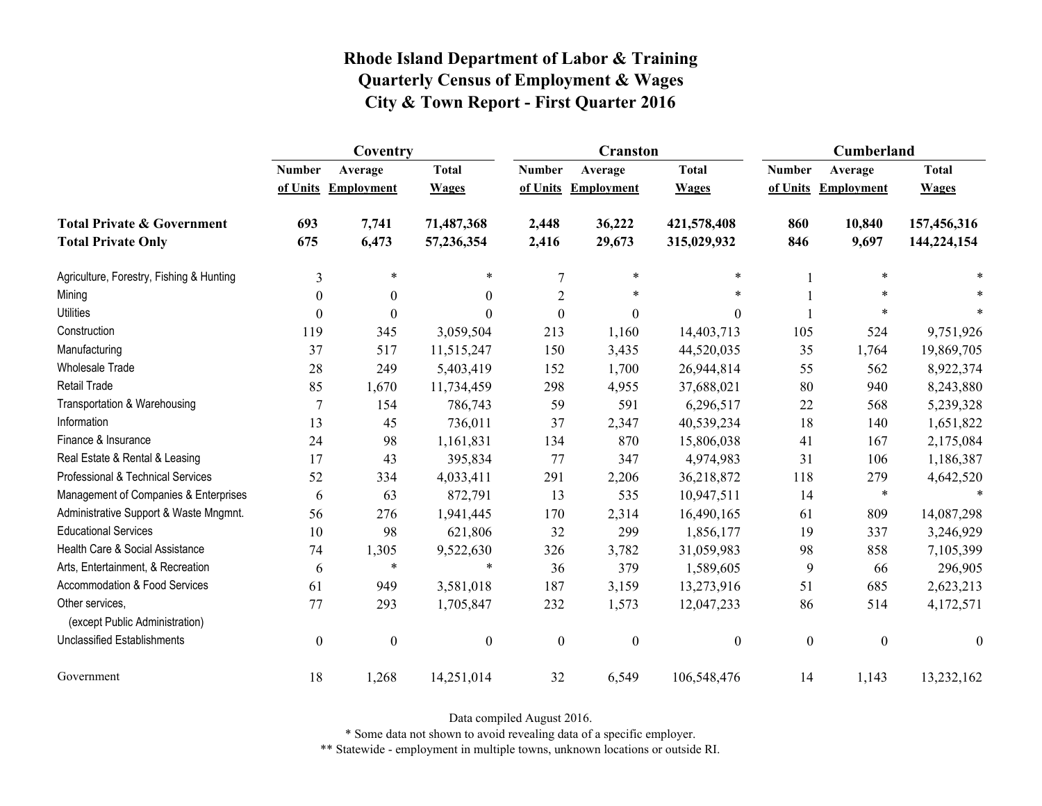# Rhode Island Department of Labor & Training
## Quarterly Census of Employment & Wages
## City & Town Report - First Quarter 2016

| | Coventry | | | Cranston | | | Cumberland | | |
|---|---|---|---|---|---|---|---|---|---|
| | Number of Units | Average Employment | Total Wages | Number of Units | Average Employment | Total Wages | Number of Units | Average Employment | Total Wages |
| **Total Private & Government** | **693** | **7,741** | **71,487,368** | **2,448** | **36,222** | **421,578,408** | **860** | **10,840** | **157,456,316** |
| **Total Private Only** | **675** | **6,473** | **57,236,354** | **2,416** | **29,673** | **315,029,932** | **846** | **9,697** | **144,224,154** |
| Agriculture, Forestry, Fishing & Hunting | 3 | * | * | 7 | * | * | 1 | * | * |
| Mining | 0 | 0 | 0 | 2 | * | * | 1 | * | * |
| Utilities | 0 | 0 | 0 | 0 | 0 | 0 | 1 | * | * |
| Construction | 119 | 345 | 3,059,504 | 213 | 1,160 | 14,403,713 | 105 | 524 | 9,751,926 |
| Manufacturing | 37 | 517 | 11,515,247 | 150 | 3,435 | 44,520,035 | 35 | 1,764 | 19,869,705 |
| Wholesale Trade | 28 | 249 | 5,403,419 | 152 | 1,700 | 26,944,814 | 55 | 562 | 8,922,374 |
| Retail Trade | 85 | 1,670 | 11,734,459 | 298 | 4,955 | 37,688,021 | 80 | 940 | 8,243,880 |
| Transportation & Warehousing | 7 | 154 | 786,743 | 59 | 591 | 6,296,517 | 22 | 568 | 5,239,328 |
| Information | 13 | 45 | 736,011 | 37 | 2,347 | 40,539,234 | 18 | 140 | 1,651,822 |
| Finance & Insurance | 24 | 98 | 1,161,831 | 134 | 870 | 15,806,038 | 41 | 167 | 2,175,084 |
| Real Estate & Rental & Leasing | 17 | 43 | 395,834 | 77 | 347 | 4,974,983 | 31 | 106 | 1,186,387 |
| Professional & Technical Services | 52 | 334 | 4,033,411 | 291 | 2,206 | 36,218,872 | 118 | 279 | 4,642,520 |
| Management of Companies & Enterprises | 6 | 63 | 872,791 | 13 | 535 | 10,947,511 | 14 | * | * |
| Administrative Support & Waste Mngmnt. | 56 | 276 | 1,941,445 | 170 | 2,314 | 16,490,165 | 61 | 809 | 14,087,298 |
| Educational Services | 10 | 98 | 621,806 | 32 | 299 | 1,856,177 | 19 | 337 | 3,246,929 |
| Health Care & Social Assistance | 74 | 1,305 | 9,522,630 | 326 | 3,782 | 31,059,983 | 98 | 858 | 7,105,399 |
| Arts, Entertainment, & Recreation | 6 | * | * | 36 | 379 | 1,589,605 | 9 | 66 | 296,905 |
| Accommodation & Food Services | 61 | 949 | 3,581,018 | 187 | 3,159 | 13,273,916 | 51 | 685 | 2,623,213 |
| Other services, (except Public Administration) | 77 | 293 | 1,705,847 | 232 | 1,573 | 12,047,233 | 86 | 514 | 4,172,571 |
| Unclassified Establishments | 0 | 0 | 0 | 0 | 0 | 0 | 0 | 0 | 0 |
| Government | 18 | 1,268 | 14,251,014 | 32 | 6,549 | 106,548,476 | 14 | 1,143 | 13,232,162 |

Data compiled August 2016.

* Some data not shown to avoid revealing data of a specific employer.

** Statewide - employment in multiple towns, unknown locations or outside RI.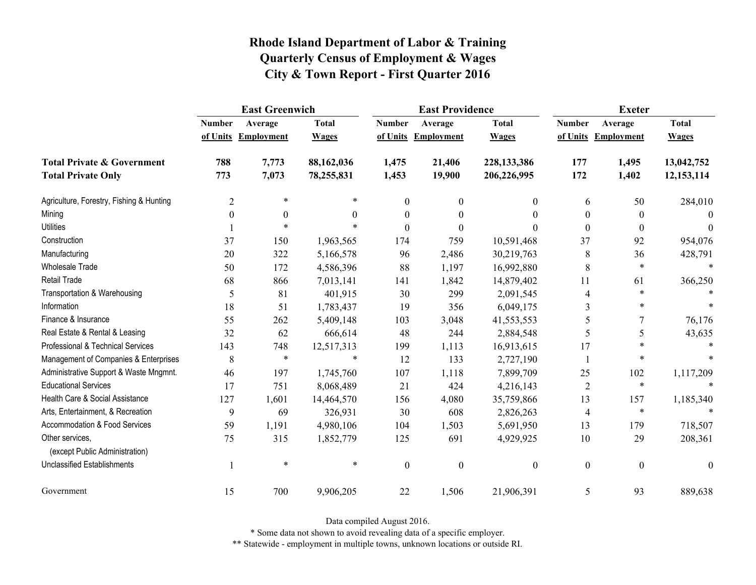# Rhode Island Department of Labor & Training
# Quarterly Census of Employment & Wages
# City & Town Report - First Quarter 2016

| | East Greenwich | | | East Providence | | | Exeter | | |
|---|---|---|---|---|---|---|---|---|---|
| | Number of Units | Average Employment | Total Wages | Number of Units | Average Employment | Total Wages | Number of Units | Average Employment | Total Wages |
| **Total Private & Government** | **788** | **7,773** | **88,162,036** | **1,475** | **21,406** | **228,133,386** | **177** | **1,495** | **13,042,752** |
| **Total Private Only** | **773** | **7,073** | **78,255,831** | **1,453** | **19,900** | **206,226,995** | **172** | **1,402** | **12,153,114** |
| Agriculture, Forestry, Fishing & Hunting | 2 | * | * | 0 | 0 | 0 | 6 | 50 | 284,010 |
| Mining | 0 | 0 | 0 | 0 | 0 | 0 | 0 | 0 | 0 |
| Utilities | 1 | * | * | 0 | 0 | 0 | 0 | 0 | 0 |
| Construction | 37 | 150 | 1,963,565 | 174 | 759 | 10,591,468 | 37 | 92 | 954,076 |
| Manufacturing | 20 | 322 | 5,166,578 | 96 | 2,486 | 30,219,763 | 8 | 36 | 428,791 |
| Wholesale Trade | 50 | 172 | 4,586,396 | 88 | 1,197 | 16,992,880 | 8 | * | * |
| Retail Trade | 68 | 866 | 7,013,141 | 141 | 1,842 | 14,879,402 | 11 | 61 | 366,250 |
| Transportation & Warehousing | 5 | 81 | 401,915 | 30 | 299 | 2,091,545 | 4 | * | * |
| Information | 18 | 51 | 1,783,437 | 19 | 356 | 6,049,175 | 3 | * | * |
| Finance & Insurance | 55 | 262 | 5,409,148 | 103 | 3,048 | 41,553,553 | 5 | 7 | 76,176 |
| Real Estate & Rental & Leasing | 32 | 62 | 666,614 | 48 | 244 | 2,884,548 | 5 | 5 | 43,635 |
| Professional & Technical Services | 143 | 748 | 12,517,313 | 199 | 1,113 | 16,913,615 | 17 | * | * |
| Management of Companies & Enterprises | 8 | * | * | 12 | 133 | 2,727,190 | 1 | * | * |
| Administrative Support & Waste Mngmnt. | 46 | 197 | 1,745,760 | 107 | 1,118 | 7,899,709 | 25 | 102 | 1,117,209 |
| Educational Services | 17 | 751 | 8,068,489 | 21 | 424 | 4,216,143 | 2 | * | * |
| Health Care & Social Assistance | 127 | 1,601 | 14,464,570 | 156 | 4,080 | 35,759,866 | 13 | 157 | 1,185,340 |
| Arts, Entertainment, & Recreation | 9 | 69 | 326,931 | 30 | 608 | 2,826,263 | 4 | * | * |
| Accommodation & Food Services | 59 | 1,191 | 4,980,106 | 104 | 1,503 | 5,691,950 | 13 | 179 | 718,507 |
| Other services, (except Public Administration) | 75 | 315 | 1,852,779 | 125 | 691 | 4,929,925 | 10 | 29 | 208,361 |
| Unclassified Establishments | 1 | * | * | 0 | 0 | 0 | 0 | 0 | 0 |
| Government | 15 | 700 | 9,906,205 | 22 | 1,506 | 21,906,391 | 5 | 93 | 889,638 |

Data compiled August 2016.

* Some data not shown to avoid revealing data of a specific employer.

** Statewide - employment in multiple towns, unknown locations or outside RI.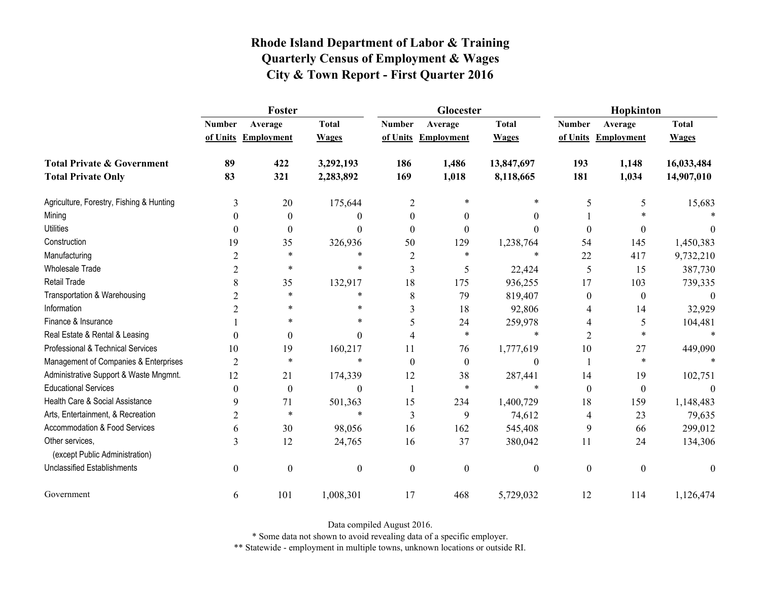# Rhode Island Department of Labor & Training
# Quarterly Census of Employment & Wages
# City & Town Report - First Quarter 2016

| | Foster | | | Glocester | | | Hopkinton | | |
|---|---|---|---|---|---|---|---|---|---|
| | Number of Units | Average Employment | Total Wages | Number of Units | Average Employment | Total Wages | Number of Units | Average Employment | Total Wages |
| **Total Private & Government** | **89** | **422** | **3,292,193** | **186** | **1,486** | **13,847,697** | **193** | **1,148** | **16,033,484** |
| **Total Private Only** | **83** | **321** | **2,283,892** | **169** | **1,018** | **8,118,665** | **181** | **1,034** | **14,907,010** |
| Agriculture, Forestry, Fishing & Hunting | 3 | 20 | 175,644 | 2 | * | * | 5 | 5 | 15,683 |
| Mining | 0 | 0 | 0 | 0 | 0 | 0 | 1 | * | * |
| Utilities | 0 | 0 | 0 | 0 | 0 | 0 | 0 | 0 | 0 |
| Construction | 19 | 35 | 326,936 | 50 | 129 | 1,238,764 | 54 | 145 | 1,450,383 |
| Manufacturing | 2 | * | * | 2 | * | * | 22 | 417 | 9,732,210 |
| Wholesale Trade | 2 | * | * | 3 | 5 | 22,424 | 5 | 15 | 387,730 |
| Retail Trade | 8 | 35 | 132,917 | 18 | 175 | 936,255 | 17 | 103 | 739,335 |
| Transportation & Warehousing | 2 | * | * | 8 | 79 | 819,407 | 0 | 0 | 0 |
| Information | 2 | * | * | 3 | 18 | 92,806 | 4 | 14 | 32,929 |
| Finance & Insurance | 1 | * | * | 5 | 24 | 259,978 | 4 | 5 | 104,481 |
| Real Estate & Rental & Leasing | 0 | 0 | 0 | 4 | * | * | 2 | * | * |
| Professional & Technical Services | 10 | 19 | 160,217 | 11 | 76 | 1,777,619 | 10 | 27 | 449,090 |
| Management of Companies & Enterprises | 2 | * | * | 0 | 0 | 0 | 1 | * | * |
| Administrative Support & Waste Mngmnt. | 12 | 21 | 174,339 | 12 | 38 | 287,441 | 14 | 19 | 102,751 |
| Educational Services | 0 | 0 | 0 | 1 | * | * | 0 | 0 | 0 |
| Health Care & Social Assistance | 9 | 71 | 501,363 | 15 | 234 | 1,400,729 | 18 | 159 | 1,148,483 |
| Arts, Entertainment, & Recreation | 2 | * | * | 3 | 9 | 74,612 | 4 | 23 | 79,635 |
| Accommodation & Food Services | 6 | 30 | 98,056 | 16 | 162 | 545,408 | 9 | 66 | 299,012 |
| Other services, (except Public Administration) | 3 | 12 | 24,765 | 16 | 37 | 380,042 | 11 | 24 | 134,306 |
| Unclassified Establishments | 0 | 0 | 0 | 0 | 0 | 0 | 0 | 0 | 0 |
| Government | 6 | 101 | 1,008,301 | 17 | 468 | 5,729,032 | 12 | 114 | 1,126,474 |

Data compiled August 2016.

* Some data not shown to avoid revealing data of a specific employer.

** Statewide - employment in multiple towns, unknown locations or outside RI.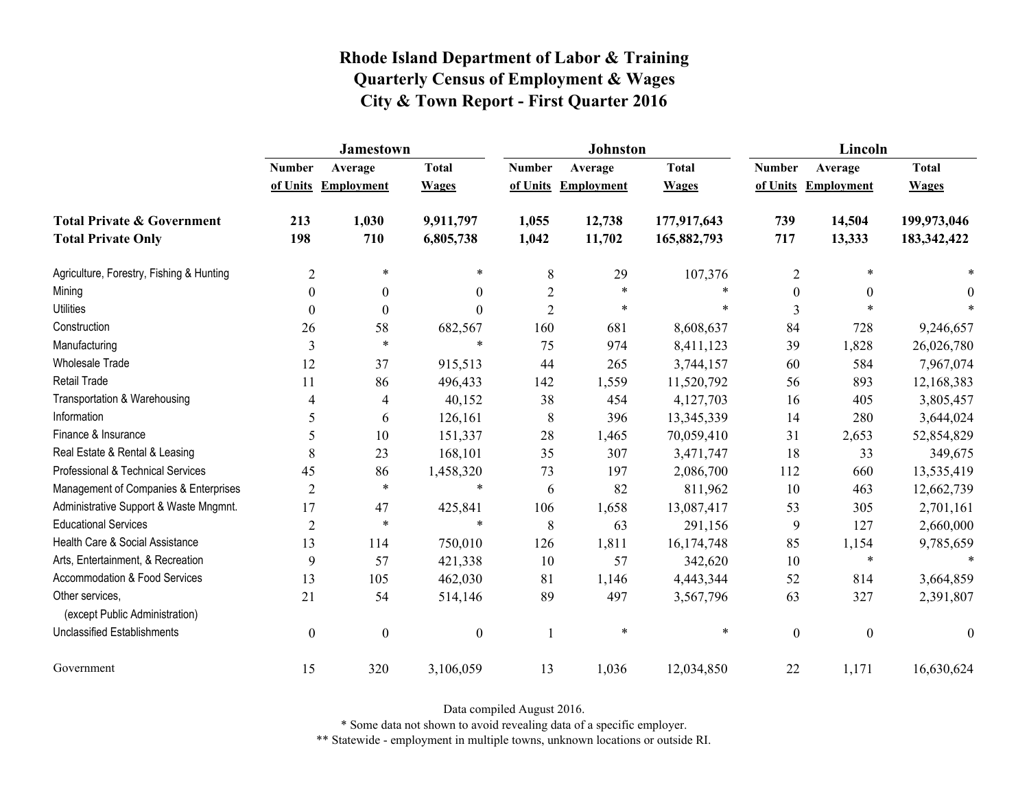# Rhode Island Department of Labor & Training
# Quarterly Census of Employment & Wages
# City & Town Report - First Quarter 2016

| | Jamestown | | | Johnston | | | Lincoln | | |
|---|---|---|---|---|---|---|---|---|---|
| | Number of Units | Average Employment | Total Wages | Number of Units | Average Employment | Total Wages | Number of Units | Average Employment | Total Wages |
| **Total Private & Government** | **213** | **1,030** | **9,911,797** | **1,055** | **12,738** | **177,917,643** | **739** | **14,504** | **199,973,046** |
| **Total Private Only** | **198** | **710** | **6,805,738** | **1,042** | **11,702** | **165,882,793** | **717** | **13,333** | **183,342,422** |
| Agriculture, Forestry, Fishing & Hunting | 2 | * | * | 8 | 29 | 107,376 | 2 | * | * |
| Mining | 0 | 0 | 0 | 2 | * | * | 0 | 0 | 0 |
| Utilities | 0 | 0 | 0 | 2 | * | * | 3 | * | * |
| Construction | 26 | 58 | 682,567 | 160 | 681 | 8,608,637 | 84 | 728 | 9,246,657 |
| Manufacturing | 3 | * | * | 75 | 974 | 8,411,123 | 39 | 1,828 | 26,026,780 |
| Wholesale Trade | 12 | 37 | 915,513 | 44 | 265 | 3,744,157 | 60 | 584 | 7,967,074 |
| Retail Trade | 11 | 86 | 496,433 | 142 | 1,559 | 11,520,792 | 56 | 893 | 12,168,383 |
| Transportation & Warehousing | 4 | 4 | 40,152 | 38 | 454 | 4,127,703 | 16 | 405 | 3,805,457 |
| Information | 5 | 6 | 126,161 | 8 | 396 | 13,345,339 | 14 | 280 | 3,644,024 |
| Finance & Insurance | 5 | 10 | 151,337 | 28 | 1,465 | 70,059,410 | 31 | 2,653 | 52,854,829 |
| Real Estate & Rental & Leasing | 8 | 23 | 168,101 | 35 | 307 | 3,471,747 | 18 | 33 | 349,675 |
| Professional & Technical Services | 45 | 86 | 1,458,320 | 73 | 197 | 2,086,700 | 112 | 660 | 13,535,419 |
| Management of Companies & Enterprises | 2 | * | * | 6 | 82 | 811,962 | 10 | 463 | 12,662,739 |
| Administrative Support & Waste Mngmnt. | 17 | 47 | 425,841 | 106 | 1,658 | 13,087,417 | 53 | 305 | 2,701,161 |
| Educational Services | 2 | * | * | 8 | 63 | 291,156 | 9 | 127 | 2,660,000 |
| Health Care & Social Assistance | 13 | 114 | 750,010 | 126 | 1,811 | 16,174,748 | 85 | 1,154 | 9,785,659 |
| Arts, Entertainment, & Recreation | 9 | 57 | 421,338 | 10 | 57 | 342,620 | 10 | * | * |
| Accommodation & Food Services | 13 | 105 | 462,030 | 81 | 1,146 | 4,443,344 | 52 | 814 | 3,664,859 |
| Other services, (except Public Administration) | 21 | 54 | 514,146 | 89 | 497 | 3,567,796 | 63 | 327 | 2,391,807 |
| Unclassified Establishments | 0 | 0 | 0 | 1 | * | * | 0 | 0 | 0 |
| Government | 15 | 320 | 3,106,059 | 13 | 1,036 | 12,034,850 | 22 | 1,171 | 16,630,624 |

Data compiled August 2016.

* Some data not shown to avoid revealing data of a specific employer.

** Statewide - employment in multiple towns, unknown locations or outside RI.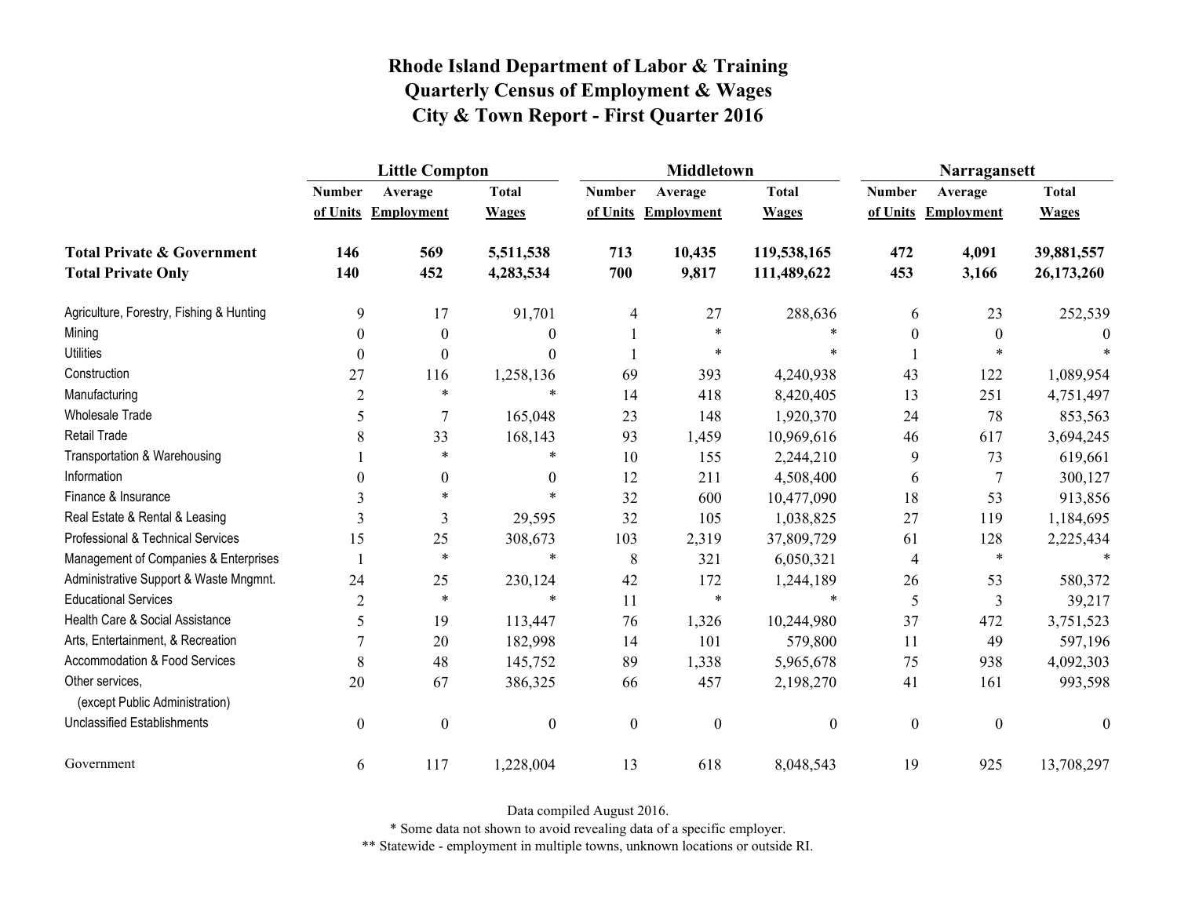# Rhode Island Department of Labor & Training
## Quarterly Census of Employment & Wages
## City & Town Report - First Quarter 2016

| | Little Compton | | | Middletown | | | Narragansett | | |
|---|---|---|---|---|---|---|---|---|---|
| | Number of Units | Average Employment | Total Wages | Number of Units | Average Employment | Total Wages | Number of Units | Average Employment | Total Wages |
| **Total Private & Government** | **146** | **569** | **5,511,538** | **713** | **10,435** | **119,538,165** | **472** | **4,091** | **39,881,557** |
| **Total Private Only** | **140** | **452** | **4,283,534** | **700** | **9,817** | **111,489,622** | **453** | **3,166** | **26,173,260** |
| Agriculture, Forestry, Fishing & Hunting | 9 | 17 | 91,701 | 4 | 27 | 288,636 | 6 | 23 | 252,539 |
| Mining | 0 | 0 | 0 | 1 | * | * | 0 | 0 | 0 |
| Utilities | 0 | 0 | 0 | 1 | * | * | 1 | * | * |
| Construction | 27 | 116 | 1,258,136 | 69 | 393 | 4,240,938 | 43 | 122 | 1,089,954 |
| Manufacturing | 2 | * | * | 14 | 418 | 8,420,405 | 13 | 251 | 4,751,497 |
| Wholesale Trade | 5 | 7 | 165,048 | 23 | 148 | 1,920,370 | 24 | 78 | 853,563 |
| Retail Trade | 8 | 33 | 168,143 | 93 | 1,459 | 10,969,616 | 46 | 617 | 3,694,245 |
| Transportation & Warehousing | 1 | * | * | 10 | 155 | 2,244,210 | 9 | 73 | 619,661 |
| Information | 0 | 0 | 0 | 12 | 211 | 4,508,400 | 6 | 7 | 300,127 |
| Finance & Insurance | 3 | * | * | 32 | 600 | 10,477,090 | 18 | 53 | 913,856 |
| Real Estate & Rental & Leasing | 3 | 3 | 29,595 | 32 | 105 | 1,038,825 | 27 | 119 | 1,184,695 |
| Professional & Technical Services | 15 | 25 | 308,673 | 103 | 2,319 | 37,809,729 | 61 | 128 | 2,225,434 |
| Management of Companies & Enterprises | 1 | * | * | 8 | 321 | 6,050,321 | 4 | * | * |
| Administrative Support & Waste Mngmnt. | 24 | 25 | 230,124 | 42 | 172 | 1,244,189 | 26 | 53 | 580,372 |
| Educational Services | 2 | * | * | 11 | * | * | 5 | 3 | 39,217 |
| Health Care & Social Assistance | 5 | 19 | 113,447 | 76 | 1,326 | 10,244,980 | 37 | 472 | 3,751,523 |
| Arts, Entertainment, & Recreation | 7 | 20 | 182,998 | 14 | 101 | 579,800 | 11 | 49 | 597,196 |
| Accommodation & Food Services | 8 | 48 | 145,752 | 89 | 1,338 | 5,965,678 | 75 | 938 | 4,092,303 |
| Other services, (except Public Administration) | 20 | 67 | 386,325 | 66 | 457 | 2,198,270 | 41 | 161 | 993,598 |
| Unclassified Establishments | 0 | 0 | 0 | 0 | 0 | 0 | 0 | 0 | 0 |
| Government | 6 | 117 | 1,228,004 | 13 | 618 | 8,048,543 | 19 | 925 | 13,708,297 |

Data compiled August 2016.

* Some data not shown to avoid revealing data of a specific employer.

** Statewide - employment in multiple towns, unknown locations or outside RI.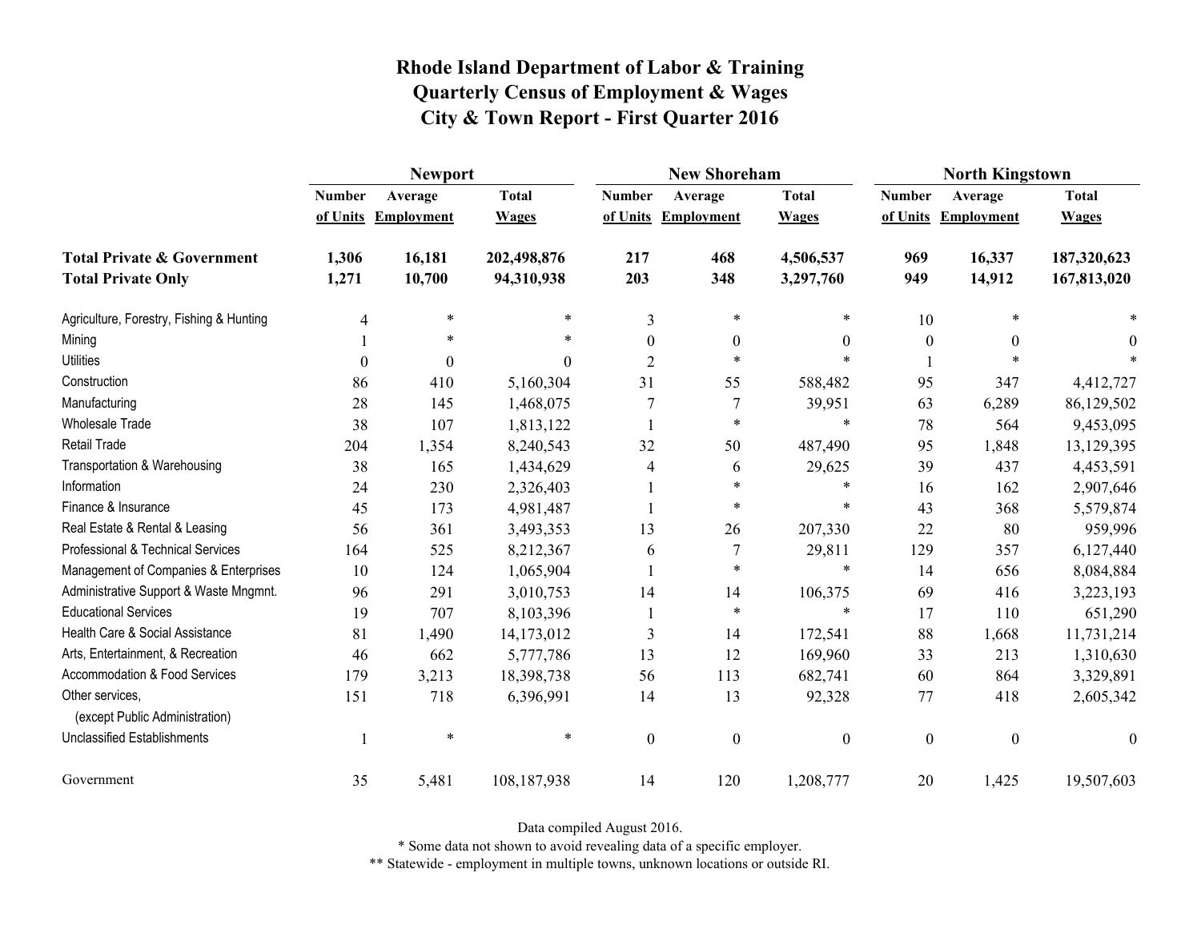# Rhode Island Department of Labor & Training
## Quarterly Census of Employment & Wages
## City & Town Report - First Quarter 2016

| | Newport | | | New Shoreham | | | North Kingstown | | |
|---|---|---|---|---|---|---|---|---|---|
| | Number of Units | Average Employment | Total Wages | Number of Units | Average Employment | Total Wages | Number of Units | Average Employment | Total Wages |
| **Total Private & Government** | **1,306** | **16,181** | **202,498,876** | **217** | **468** | **4,506,537** | **969** | **16,337** | **187,320,623** |
| **Total Private Only** | **1,271** | **10,700** | **94,310,938** | **203** | **348** | **3,297,760** | **949** | **14,912** | **167,813,020** |
| Agriculture, Forestry, Fishing & Hunting | 4 | * | * | 3 | * | * | 10 | * | * |
| Mining | 1 | * | * | 0 | 0 | 0 | 0 | 0 | 0 |
| Utilities | 0 | 0 | 0 | 2 | * | * | 1 | * | * |
| Construction | 86 | 410 | 5,160,304 | 31 | 55 | 588,482 | 95 | 347 | 4,412,727 |
| Manufacturing | 28 | 145 | 1,468,075 | 7 | 7 | 39,951 | 63 | 6,289 | 86,129,502 |
| Wholesale Trade | 38 | 107 | 1,813,122 | 1 | * | * | 78 | 564 | 9,453,095 |
| Retail Trade | 204 | 1,354 | 8,240,543 | 32 | 50 | 487,490 | 95 | 1,848 | 13,129,395 |
| Transportation & Warehousing | 38 | 165 | 1,434,629 | 4 | 6 | 29,625 | 39 | 437 | 4,453,591 |
| Information | 24 | 230 | 2,326,403 | 1 | * | * | 16 | 162 | 2,907,646 |
| Finance & Insurance | 45 | 173 | 4,981,487 | 1 | * | * | 43 | 368 | 5,579,874 |
| Real Estate & Rental & Leasing | 56 | 361 | 3,493,353 | 13 | 26 | 207,330 | 22 | 80 | 959,996 |
| Professional & Technical Services | 164 | 525 | 8,212,367 | 6 | 7 | 29,811 | 129 | 357 | 6,127,440 |
| Management of Companies & Enterprises | 10 | 124 | 1,065,904 | 1 | * | * | 14 | 656 | 8,084,884 |
| Administrative Support & Waste Mngmnt. | 96 | 291 | 3,010,753 | 14 | 14 | 106,375 | 69 | 416 | 3,223,193 |
| Educational Services | 19 | 707 | 8,103,396 | 1 | * | * | 17 | 110 | 651,290 |
| Health Care & Social Assistance | 81 | 1,490 | 14,173,012 | 3 | 14 | 172,541 | 88 | 1,668 | 11,731,214 |
| Arts, Entertainment, & Recreation | 46 | 662 | 5,777,786 | 13 | 12 | 169,960 | 33 | 213 | 1,310,630 |
| Accommodation & Food Services | 179 | 3,213 | 18,398,738 | 56 | 113 | 682,741 | 60 | 864 | 3,329,891 |
| Other services, (except Public Administration) | 151 | 718 | 6,396,991 | 14 | 13 | 92,328 | 77 | 418 | 2,605,342 |
| Unclassified Establishments | 1 | * | * | 0 | 0 | 0 | 0 | 0 | 0 |
| Government | 35 | 5,481 | 108,187,938 | 14 | 120 | 1,208,777 | 20 | 1,425 | 19,507,603 |

Data compiled August 2016.

* Some data not shown to avoid revealing data of a specific employer.

** Statewide - employment in multiple towns, unknown locations or outside RI.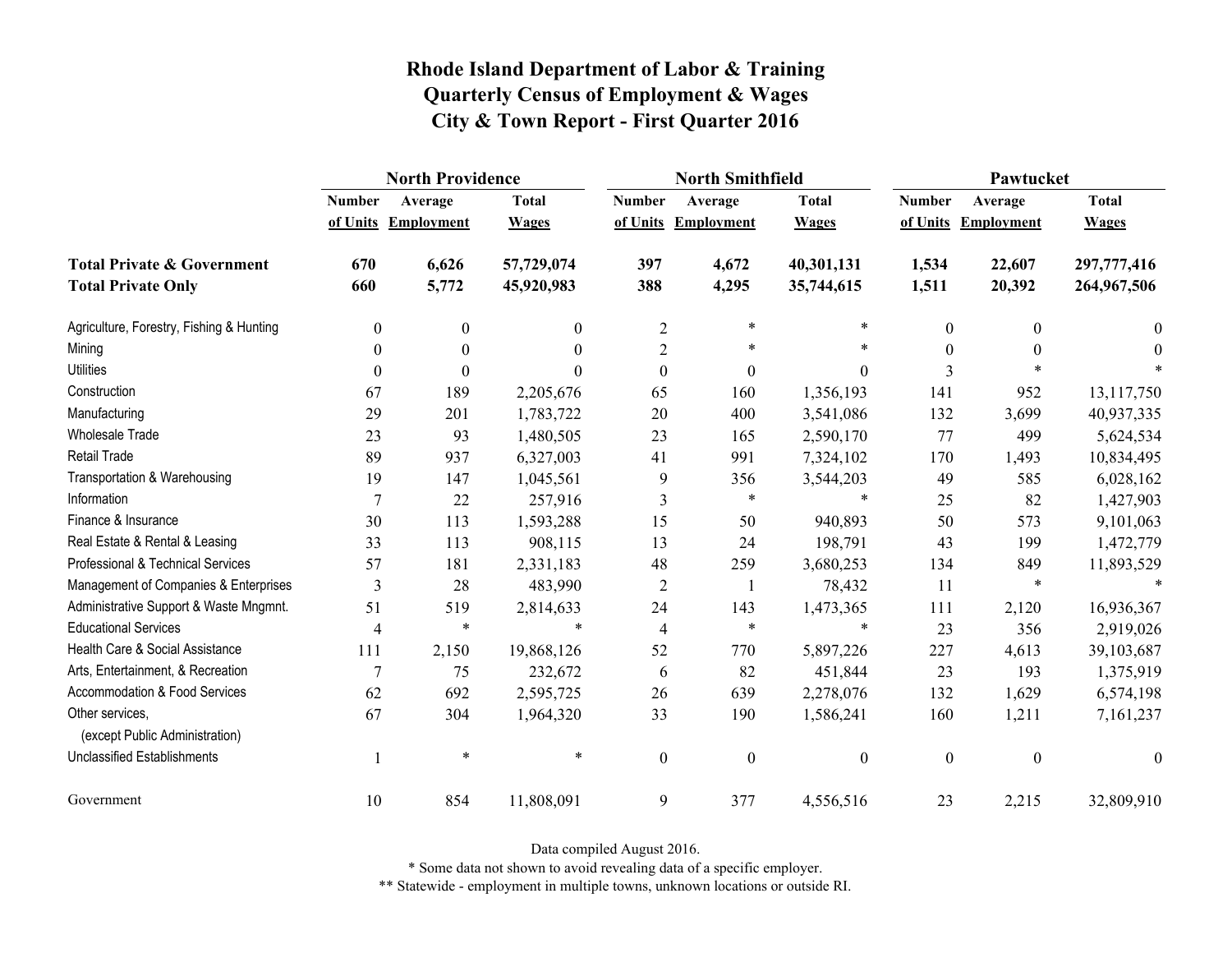# Rhode Island Department of Labor & Training
## Quarterly Census of Employment & Wages
## City & Town Report - First Quarter 2016

| | North Providence | | | North Smithfield | | | Pawtucket | | |
|---|---|---|---|---|---|---|---|---|---|
| | Number of Units | Average Employment | Total Wages | Number of Units | Average Employment | Total Wages | Number of Units | Average Employment | Total Wages |
| **Total Private & Government** | **670** | **6,626** | **57,729,074** | **397** | **4,672** | **40,301,131** | **1,534** | **22,607** | **297,777,416** |
| **Total Private Only** | **660** | **5,772** | **45,920,983** | **388** | **4,295** | **35,744,615** | **1,511** | **20,392** | **264,967,506** |
| Agriculture, Forestry, Fishing & Hunting | 0 | 0 | 0 | 2 | * | * | 0 | 0 | 0 |
| Mining | 0 | 0 | 0 | 2 | * | * | 0 | 0 | 0 |
| Utilities | 0 | 0 | 0 | 0 | 0 | 0 | 3 | * | * |
| Construction | 67 | 189 | 2,205,676 | 65 | 160 | 1,356,193 | 141 | 952 | 13,117,750 |
| Manufacturing | 29 | 201 | 1,783,722 | 20 | 400 | 3,541,086 | 132 | 3,699 | 40,937,335 |
| Wholesale Trade | 23 | 93 | 1,480,505 | 23 | 165 | 2,590,170 | 77 | 499 | 5,624,534 |
| Retail Trade | 89 | 937 | 6,327,003 | 41 | 991 | 7,324,102 | 170 | 1,493 | 10,834,495 |
| Transportation & Warehousing | 19 | 147 | 1,045,561 | 9 | 356 | 3,544,203 | 49 | 585 | 6,028,162 |
| Information | 7 | 22 | 257,916 | 3 | * | * | 25 | 82 | 1,427,903 |
| Finance & Insurance | 30 | 113 | 1,593,288 | 15 | 50 | 940,893 | 50 | 573 | 9,101,063 |
| Real Estate & Rental & Leasing | 33 | 113 | 908,115 | 13 | 24 | 198,791 | 43 | 199 | 1,472,779 |
| Professional & Technical Services | 57 | 181 | 2,331,183 | 48 | 259 | 3,680,253 | 134 | 849 | 11,893,529 |
| Management of Companies & Enterprises | 3 | 28 | 483,990 | 2 | 1 | 78,432 | 11 | * | * |
| Administrative Support & Waste Mngmnt. | 51 | 519 | 2,814,633 | 24 | 143 | 1,473,365 | 111 | 2,120 | 16,936,367 |
| Educational Services | 4 | * | * | 4 | * | * | 23 | 356 | 2,919,026 |
| Health Care & Social Assistance | 111 | 2,150 | 19,868,126 | 52 | 770 | 5,897,226 | 227 | 4,613 | 39,103,687 |
| Arts, Entertainment, & Recreation | 7 | 75 | 232,672 | 6 | 82 | 451,844 | 23 | 193 | 1,375,919 |
| Accommodation & Food Services | 62 | 692 | 2,595,725 | 26 | 639 | 2,278,076 | 132 | 1,629 | 6,574,198 |
| Other services, (except Public Administration) | 67 | 304 | 1,964,320 | 33 | 190 | 1,586,241 | 160 | 1,211 | 7,161,237 |
| Unclassified Establishments | 1 | * | * | 0 | 0 | 0 | 0 | 0 | 0 |
| Government | 10 | 854 | 11,808,091 | 9 | 377 | 4,556,516 | 23 | 2,215 | 32,809,910 |

Data compiled August 2016.

* Some data not shown to avoid revealing data of a specific employer.

** Statewide - employment in multiple towns, unknown locations or outside RI.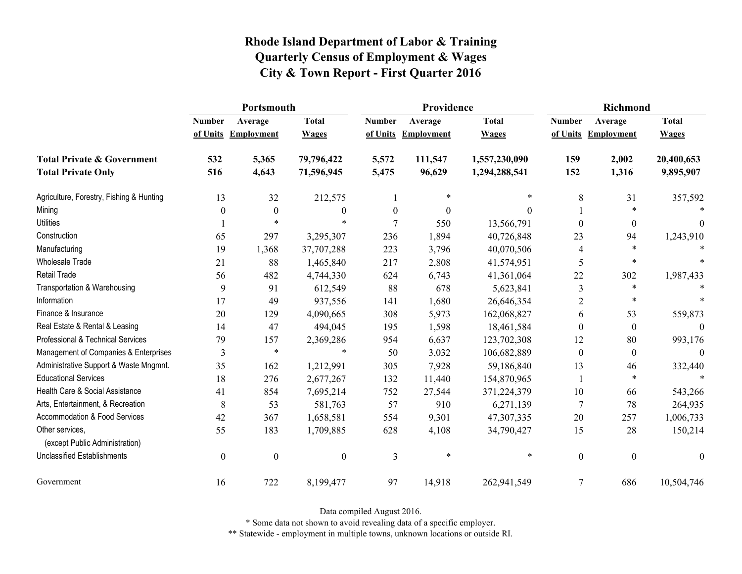# Rhode Island Department of Labor & Training
## Quarterly Census of Employment & Wages
## City & Town Report - First Quarter 2016

| | Portsmouth | | | Providence | | | Richmond | | |
|---|---|---|---|---|---|---|---|---|---|
| | Number of Units | Average Employment | Total Wages | Number of Units | Average Employment | Total Wages | Number of Units | Average Employment | Total Wages |
| **Total Private & Government** | **532** | **5,365** | **79,796,422** | **5,572** | **111,547** | **1,557,230,090** | **159** | **2,002** | **20,400,653** |
| **Total Private Only** | **516** | **4,643** | **71,596,945** | **5,475** | **96,629** | **1,294,288,541** | **152** | **1,316** | **9,895,907** |
| Agriculture, Forestry, Fishing & Hunting | 13 | 32 | 212,575 | 1 | * | * | 8 | 31 | 357,592 |
| Mining | 0 | 0 | 0 | 0 | 0 | 0 | 1 | * | * |
| Utilities | 1 | * | * | 7 | 550 | 13,566,791 | 0 | 0 | 0 |
| Construction | 65 | 297 | 3,295,307 | 236 | 1,894 | 40,726,848 | 23 | 94 | 1,243,910 |
| Manufacturing | 19 | 1,368 | 37,707,288 | 223 | 3,796 | 40,070,506 | 4 | * | * |
| Wholesale Trade | 21 | 88 | 1,465,840 | 217 | 2,808 | 41,574,951 | 5 | * | * |
| Retail Trade | 56 | 482 | 4,744,330 | 624 | 6,743 | 41,361,064 | 22 | 302 | 1,987,433 |
| Transportation & Warehousing | 9 | 91 | 612,549 | 88 | 678 | 5,623,841 | 3 | * | * |
| Information | 17 | 49 | 937,556 | 141 | 1,680 | 26,646,354 | 2 | * | * |
| Finance & Insurance | 20 | 129 | 4,090,665 | 308 | 5,973 | 162,068,827 | 6 | 53 | 559,873 |
| Real Estate & Rental & Leasing | 14 | 47 | 494,045 | 195 | 1,598 | 18,461,584 | 0 | 0 | 0 |
| Professional & Technical Services | 79 | 157 | 2,369,286 | 954 | 6,637 | 123,702,308 | 12 | 80 | 993,176 |
| Management of Companies & Enterprises | 3 | * | * | 50 | 3,032 | 106,682,889 | 0 | 0 | 0 |
| Administrative Support & Waste Mngmnt. | 35 | 162 | 1,212,991 | 305 | 7,928 | 59,186,840 | 13 | 46 | 332,440 |
| Educational Services | 18 | 276 | 2,677,267 | 132 | 11,440 | 154,870,965 | 1 | * | * |
| Health Care & Social Assistance | 41 | 854 | 7,695,214 | 752 | 27,544 | 371,224,379 | 10 | 66 | 543,266 |
| Arts, Entertainment, & Recreation | 8 | 53 | 581,763 | 57 | 910 | 6,271,139 | 7 | 78 | 264,935 |
| Accommodation & Food Services | 42 | 367 | 1,658,581 | 554 | 9,301 | 47,307,335 | 20 | 257 | 1,006,733 |
| Other services, (except Public Administration) | 55 | 183 | 1,709,885 | 628 | 4,108 | 34,790,427 | 15 | 28 | 150,214 |
| Unclassified Establishments | 0 | 0 | 0 | 3 | * | * | 0 | 0 | 0 |
| Government | 16 | 722 | 8,199,477 | 97 | 14,918 | 262,941,549 | 7 | 686 | 10,504,746 |

Data compiled August 2016.

* Some data not shown to avoid revealing data of a specific employer.

** Statewide - employment in multiple towns, unknown locations or outside RI.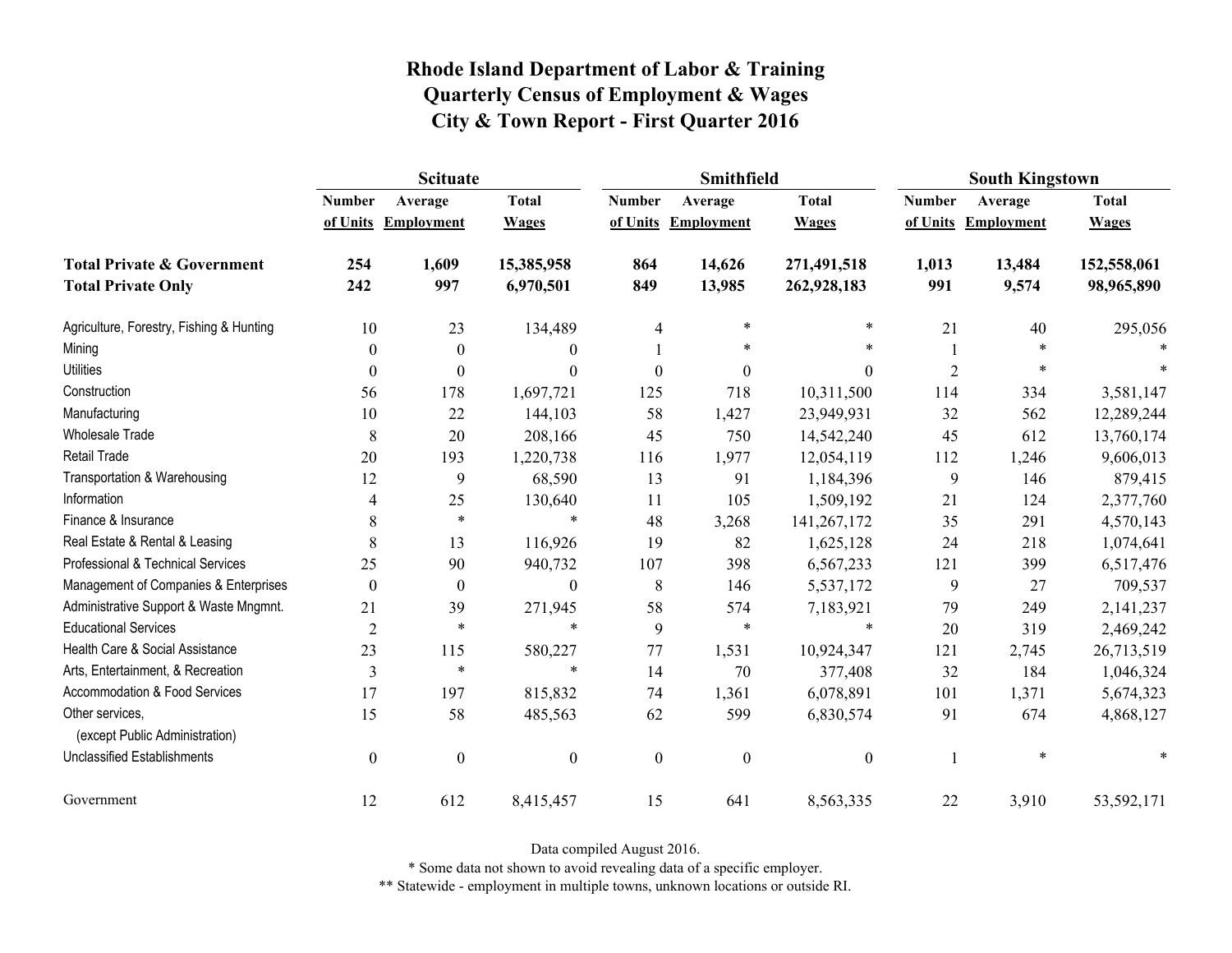# Rhode Island Department of Labor & Training
## Quarterly Census of Employment & Wages
## City & Town Report - First Quarter 2016

| | Scituate | | | Smithfield | | | South Kingstown | | |
|---|---|---|---|---|---|---|---|---|---|
| | Number of Units | Average Employment | Total Wages | Number of Units | Average Employment | Total Wages | Number of Units | Average Employment | Total Wages |
| **Total Private & Government** | **254** | **1,609** | **15,385,958** | **864** | **14,626** | **271,491,518** | **1,013** | **13,484** | **152,558,061** |
| **Total Private Only** | **242** | **997** | **6,970,501** | **849** | **13,985** | **262,928,183** | **991** | **9,574** | **98,965,890** |
| Agriculture, Forestry, Fishing & Hunting | 10 | 23 | 134,489 | 4 | * | * | 21 | 40 | 295,056 |
| Mining | 0 | 0 | 0 | 1 | * | * | 1 | * | * |
| Utilities | 0 | 0 | 0 | 0 | 0 | 0 | 2 | * | * |
| Construction | 56 | 178 | 1,697,721 | 125 | 718 | 10,311,500 | 114 | 334 | 3,581,147 |
| Manufacturing | 10 | 22 | 144,103 | 58 | 1,427 | 23,949,931 | 32 | 562 | 12,289,244 |
| Wholesale Trade | 8 | 20 | 208,166 | 45 | 750 | 14,542,240 | 45 | 612 | 13,760,174 |
| Retail Trade | 20 | 193 | 1,220,738 | 116 | 1,977 | 12,054,119 | 112 | 1,246 | 9,606,013 |
| Transportation & Warehousing | 12 | 9 | 68,590 | 13 | 91 | 1,184,396 | 9 | 146 | 879,415 |
| Information | 4 | 25 | 130,640 | 11 | 105 | 1,509,192 | 21 | 124 | 2,377,760 |
| Finance & Insurance | 8 | * | * | 48 | 3,268 | 141,267,172 | 35 | 291 | 4,570,143 |
| Real Estate & Rental & Leasing | 8 | 13 | 116,926 | 19 | 82 | 1,625,128 | 24 | 218 | 1,074,641 |
| Professional & Technical Services | 25 | 90 | 940,732 | 107 | 398 | 6,567,233 | 121 | 399 | 6,517,476 |
| Management of Companies & Enterprises | 0 | 0 | 0 | 8 | 146 | 5,537,172 | 9 | 27 | 709,537 |
| Administrative Support & Waste Mngmnt. | 21 | 39 | 271,945 | 58 | 574 | 7,183,921 | 79 | 249 | 2,141,237 |
| Educational Services | 2 | * | * | 9 | * | * | 20 | 319 | 2,469,242 |
| Health Care & Social Assistance | 23 | 115 | 580,227 | 77 | 1,531 | 10,924,347 | 121 | 2,745 | 26,713,519 |
| Arts, Entertainment, & Recreation | 3 | * | * | 14 | 70 | 377,408 | 32 | 184 | 1,046,324 |
| Accommodation & Food Services | 17 | 197 | 815,832 | 74 | 1,361 | 6,078,891 | 101 | 1,371 | 5,674,323 |
| Other services, (except Public Administration) | 15 | 58 | 485,563 | 62 | 599 | 6,830,574 | 91 | 674 | 4,868,127 |
| Unclassified Establishments | 0 | 0 | 0 | 0 | 0 | 0 | 1 | * | * |
| Government | 12 | 612 | 8,415,457 | 15 | 641 | 8,563,335 | 22 | 3,910 | 53,592,171 |

Data compiled August 2016.

* Some data not shown to avoid revealing data of a specific employer.

** Statewide - employment in multiple towns, unknown locations or outside RI.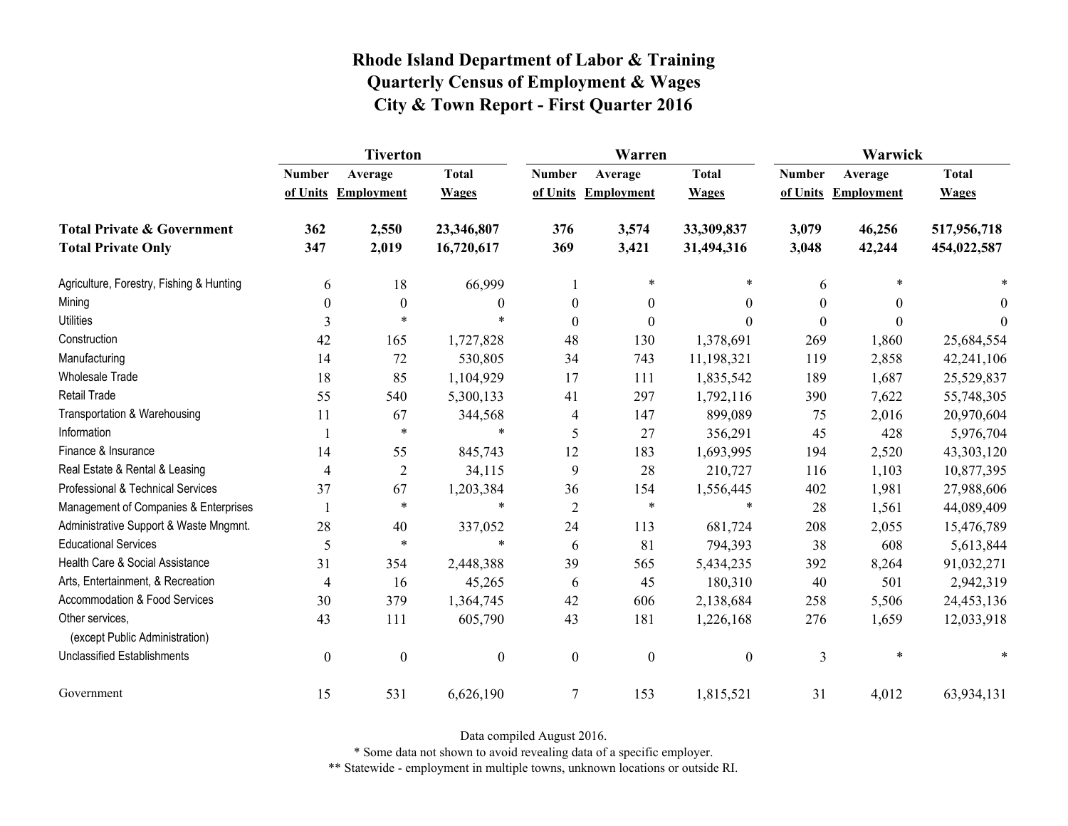# Rhode Island Department of Labor & Training
## Quarterly Census of Employment & Wages
## City & Town Report - First Quarter 2016

| | Tiverton | | | Warren | | | Warwick | | |
|---|---|---|---|---|---|---|---|---|---|
| | Number of Units | Average Employment | Total Wages | Number of Units | Average Employment | Total Wages | Number of Units | Average Employment | Total Wages |
| **Total Private & Government** | **362** | **2,550** | **23,346,807** | **376** | **3,574** | **33,309,837** | **3,079** | **46,256** | **517,956,718** |
| **Total Private Only** | **347** | **2,019** | **16,720,617** | **369** | **3,421** | **31,494,316** | **3,048** | **42,244** | **454,022,587** |
| Agriculture, Forestry, Fishing & Hunting | 6 | 18 | 66,999 | 1 | * | * | 6 | * | * |
| Mining | 0 | 0 | 0 | 0 | 0 | 0 | 0 | 0 | 0 |
| Utilities | 3 | * | * | 0 | 0 | 0 | 0 | 0 | 0 |
| Construction | 42 | 165 | 1,727,828 | 48 | 130 | 1,378,691 | 269 | 1,860 | 25,684,554 |
| Manufacturing | 14 | 72 | 530,805 | 34 | 743 | 11,198,321 | 119 | 2,858 | 42,241,106 |
| Wholesale Trade | 18 | 85 | 1,104,929 | 17 | 111 | 1,835,542 | 189 | 1,687 | 25,529,837 |
| Retail Trade | 55 | 540 | 5,300,133 | 41 | 297 | 1,792,116 | 390 | 7,622 | 55,748,305 |
| Transportation & Warehousing | 11 | 67 | 344,568 | 4 | 147 | 899,089 | 75 | 2,016 | 20,970,604 |
| Information | 1 | * | * | 5 | 27 | 356,291 | 45 | 428 | 5,976,704 |
| Finance & Insurance | 14 | 55 | 845,743 | 12 | 183 | 1,693,995 | 194 | 2,520 | 43,303,120 |
| Real Estate & Rental & Leasing | 4 | 2 | 34,115 | 9 | 28 | 210,727 | 116 | 1,103 | 10,877,395 |
| Professional & Technical Services | 37 | 67 | 1,203,384 | 36 | 154 | 1,556,445 | 402 | 1,981 | 27,988,606 |
| Management of Companies & Enterprises | 1 | * | * | 2 | * | * | 28 | 1,561 | 44,089,409 |
| Administrative Support & Waste Mngmnt. | 28 | 40 | 337,052 | 24 | 113 | 681,724 | 208 | 2,055 | 15,476,789 |
| Educational Services | 5 | * | * | 6 | 81 | 794,393 | 38 | 608 | 5,613,844 |
| Health Care & Social Assistance | 31 | 354 | 2,448,388 | 39 | 565 | 5,434,235 | 392 | 8,264 | 91,032,271 |
| Arts, Entertainment, & Recreation | 4 | 16 | 45,265 | 6 | 45 | 180,310 | 40 | 501 | 2,942,319 |
| Accommodation & Food Services | 30 | 379 | 1,364,745 | 42 | 606 | 2,138,684 | 258 | 5,506 | 24,453,136 |
| Other services, (except Public Administration) | 43 | 111 | 605,790 | 43 | 181 | 1,226,168 | 276 | 1,659 | 12,033,918 |
| Unclassified Establishments | 0 | 0 | 0 | 0 | 0 | 0 | 3 | * | * |
| Government | 15 | 531 | 6,626,190 | 7 | 153 | 1,815,521 | 31 | 4,012 | 63,934,131 |

Data compiled August 2016.

* Some data not shown to avoid revealing data of a specific employer.

** Statewide - employment in multiple towns, unknown locations or outside RI.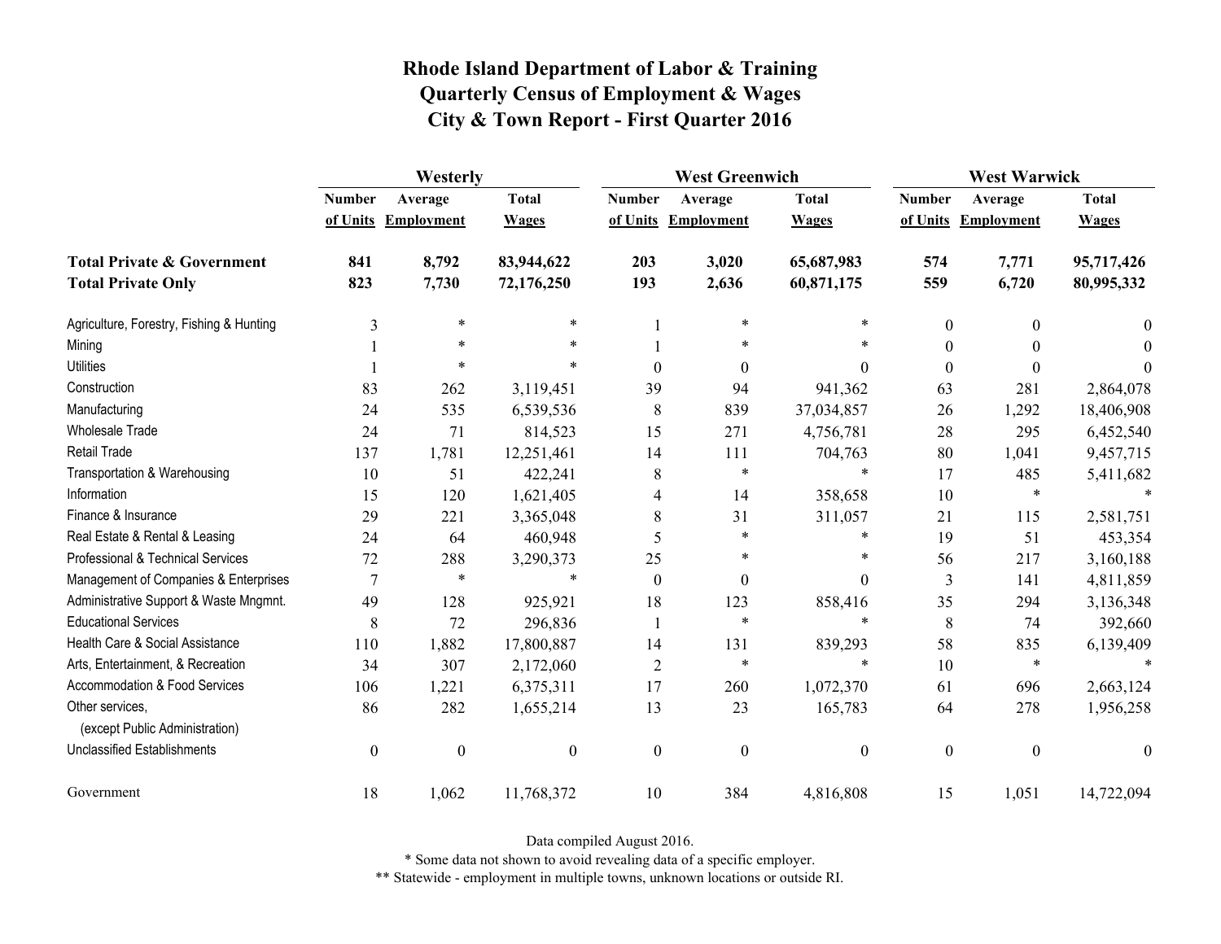# Rhode Island Department of Labor & Training
## Quarterly Census of Employment & Wages
## City & Town Report - First Quarter 2016

| | Westerly | | | West Greenwich | | | West Warwick | | |
|---|---|---|---|---|---|---|---|---|---|
| | Number of Units | Average Employment | Total Wages | Number of Units | Average Employment | Total Wages | Number of Units | Average Employment | Total Wages |
| **Total Private & Government** | **841** | **8,792** | **83,944,622** | **203** | **3,020** | **65,687,983** | **574** | **7,771** | **95,717,426** |
| **Total Private Only** | **823** | **7,730** | **72,176,250** | **193** | **2,636** | **60,871,175** | **559** | **6,720** | **80,995,332** |
| Agriculture, Forestry, Fishing & Hunting | 3 | * | * | 1 | * | * | 0 | 0 | 0 |
| Mining | 1 | * | * | 1 | * | * | 0 | 0 | 0 |
| Utilities | 1 | * | * | 0 | 0 | 0 | 0 | 0 | 0 |
| Construction | 83 | 262 | 3,119,451 | 39 | 94 | 941,362 | 63 | 281 | 2,864,078 |
| Manufacturing | 24 | 535 | 6,539,536 | 8 | 839 | 37,034,857 | 26 | 1,292 | 18,406,908 |
| Wholesale Trade | 24 | 71 | 814,523 | 15 | 271 | 4,756,781 | 28 | 295 | 6,452,540 |
| Retail Trade | 137 | 1,781 | 12,251,461 | 14 | 111 | 704,763 | 80 | 1,041 | 9,457,715 |
| Transportation & Warehousing | 10 | 51 | 422,241 | 8 | * | * | 17 | 485 | 5,411,682 |
| Information | 15 | 120 | 1,621,405 | 4 | 14 | 358,658 | 10 | * | * |
| Finance & Insurance | 29 | 221 | 3,365,048 | 8 | 31 | 311,057 | 21 | 115 | 2,581,751 |
| Real Estate & Rental & Leasing | 24 | 64 | 460,948 | 5 | * | * | 19 | 51 | 453,354 |
| Professional & Technical Services | 72 | 288 | 3,290,373 | 25 | * | * | 56 | 217 | 3,160,188 |
| Management of Companies & Enterprises | 7 | * | * | 0 | 0 | 0 | 3 | 141 | 4,811,859 |
| Administrative Support & Waste Mngmnt. | 49 | 128 | 925,921 | 18 | 123 | 858,416 | 35 | 294 | 3,136,348 |
| Educational Services | 8 | 72 | 296,836 | 1 | * | * | 8 | 74 | 392,660 |
| Health Care & Social Assistance | 110 | 1,882 | 17,800,887 | 14 | 131 | 839,293 | 58 | 835 | 6,139,409 |
| Arts, Entertainment, & Recreation | 34 | 307 | 2,172,060 | 2 | * | * | 10 | * | * |
| Accommodation & Food Services | 106 | 1,221 | 6,375,311 | 17 | 260 | 1,072,370 | 61 | 696 | 2,663,124 |
| Other services, (except Public Administration) | 86 | 282 | 1,655,214 | 13 | 23 | 165,783 | 64 | 278 | 1,956,258 |
| Unclassified Establishments | 0 | 0 | 0 | 0 | 0 | 0 | 0 | 0 | 0 |
| Government | 18 | 1,062 | 11,768,372 | 10 | 384 | 4,816,808 | 15 | 1,051 | 14,722,094 |

Data compiled August 2016.

* Some data not shown to avoid revealing data of a specific employer.

** Statewide - employment in multiple towns, unknown locations or outside RI.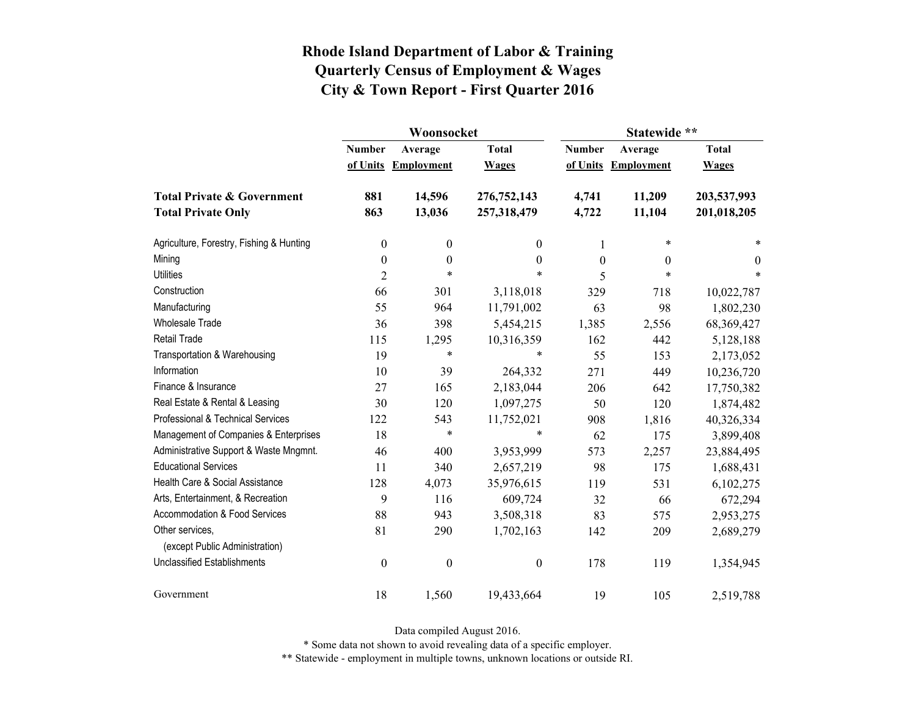# Rhode Island Department of Labor & Training
## Quarterly Census of Employment & Wages
## City & Town Report - First Quarter 2016

| | Woonsocket | | | Statewide ** | | |
|---|---|---|---|---|---|---|
| | Number of Units | Average Employment | Total Wages | Number of Units | Average Employment | Total Wages |
| **Total Private & Government** | **881** | **14,596** | **276,752,143** | **4,741** | **11,209** | **203,537,993** |
| **Total Private Only** | **863** | **13,036** | **257,318,479** | **4,722** | **11,104** | **201,018,205** |
| Agriculture, Forestry, Fishing & Hunting | 0 | 0 | 0 | 1 | * | * |
| Mining | 0 | 0 | 0 | 0 | 0 | 0 |
| Utilities | 2 | * | * | 5 | * | * |
| Construction | 66 | 301 | 3,118,018 | 329 | 718 | 10,022,787 |
| Manufacturing | 55 | 964 | 11,791,002 | 63 | 98 | 1,802,230 |
| Wholesale Trade | 36 | 398 | 5,454,215 | 1,385 | 2,556 | 68,369,427 |
| Retail Trade | 115 | 1,295 | 10,316,359 | 162 | 442 | 5,128,188 |
| Transportation & Warehousing | 19 | * | * | 55 | 153 | 2,173,052 |
| Information | 10 | 39 | 264,332 | 271 | 449 | 10,236,720 |
| Finance & Insurance | 27 | 165 | 2,183,044 | 206 | 642 | 17,750,382 |
| Real Estate & Rental & Leasing | 30 | 120 | 1,097,275 | 50 | 120 | 1,874,482 |
| Professional & Technical Services | 122 | 543 | 11,752,021 | 908 | 1,816 | 40,326,334 |
| Management of Companies & Enterprises | 18 | * | * | 62 | 175 | 3,899,408 |
| Administrative Support & Waste Mngmnt. | 46 | 400 | 3,953,999 | 573 | 2,257 | 23,884,495 |
| Educational Services | 11 | 340 | 2,657,219 | 98 | 175 | 1,688,431 |
| Health Care & Social Assistance | 128 | 4,073 | 35,976,615 | 119 | 531 | 6,102,275 |
| Arts, Entertainment, & Recreation | 9 | 116 | 609,724 | 32 | 66 | 672,294 |
| Accommodation & Food Services | 88 | 943 | 3,508,318 | 83 | 575 | 2,953,275 |
| Other services, (except Public Administration) | 81 | 290 | 1,702,163 | 142 | 209 | 2,689,279 |
| Unclassified Establishments | 0 | 0 | 0 | 178 | 119 | 1,354,945 |
| Government | 18 | 1,560 | 19,433,664 | 19 | 105 | 2,519,788 |

Data compiled August 2016.

\* Some data not shown to avoid revealing data of a specific employer.

\*\* Statewide - employment in multiple towns, unknown locations or outside RI.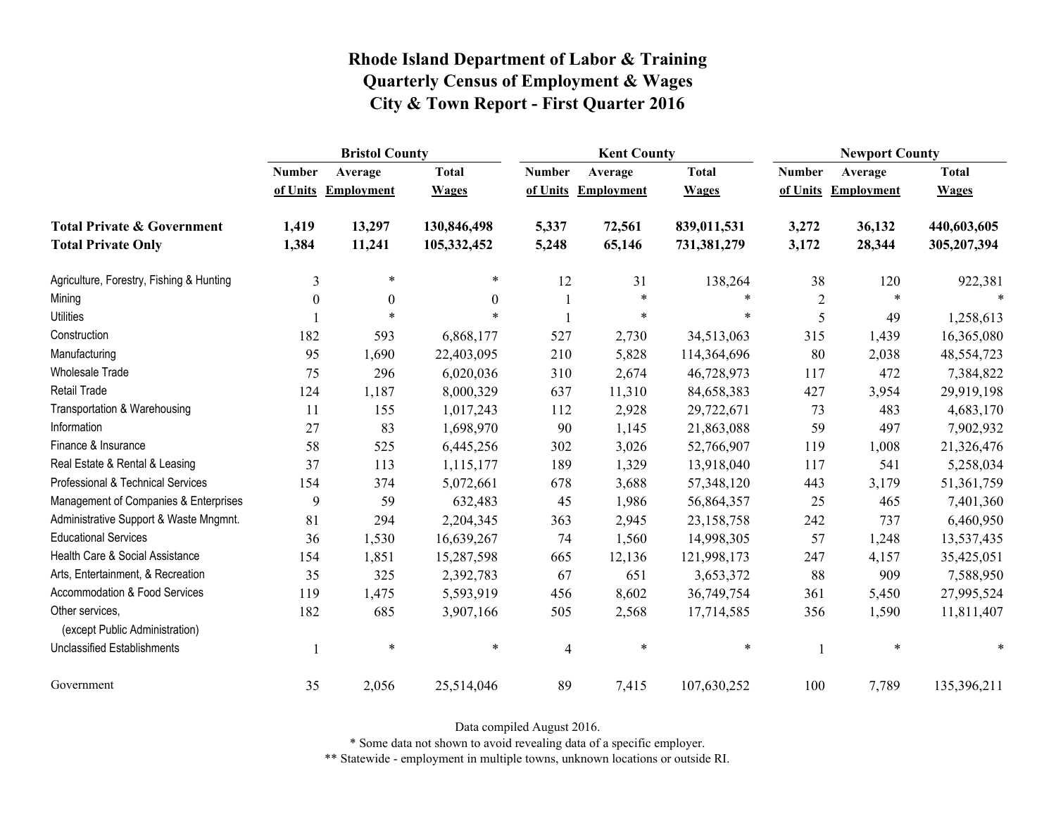# Rhode Island Department of Labor & Training
## Quarterly Census of Employment & Wages
## City & Town Report - First Quarter 2016

| | Bristol County | | | Kent County | | | Newport County | | |
|---|---|---|---|---|---|---|---|---|---|
| | Number of Units | Average Employment | Total Wages | Number of Units | Average Employment | Total Wages | Number of Units | Average Employment | Total Wages |
| **Total Private & Government** | **1,419** | **13,297** | **130,846,498** | **5,337** | **72,561** | **839,011,531** | **3,272** | **36,132** | **440,603,605** |
| **Total Private Only** | **1,384** | **11,241** | **105,332,452** | **5,248** | **65,146** | **731,381,279** | **3,172** | **28,344** | **305,207,394** |
| Agriculture, Forestry, Fishing & Hunting | 3 | * | * | 12 | 31 | 138,264 | 38 | 120 | 922,381 |
| Mining | 0 | 0 | 0 | 1 | * | * | 2 | * | * |
| Utilities | 1 | * | * | 1 | * | * | 5 | 49 | 1,258,613 |
| Construction | 182 | 593 | 6,868,177 | 527 | 2,730 | 34,513,063 | 315 | 1,439 | 16,365,080 |
| Manufacturing | 95 | 1,690 | 22,403,095 | 210 | 5,828 | 114,364,696 | 80 | 2,038 | 48,554,723 |
| Wholesale Trade | 75 | 296 | 6,020,036 | 310 | 2,674 | 46,728,973 | 117 | 472 | 7,384,822 |
| Retail Trade | 124 | 1,187 | 8,000,329 | 637 | 11,310 | 84,658,383 | 427 | 3,954 | 29,919,198 |
| Transportation & Warehousing | 11 | 155 | 1,017,243 | 112 | 2,928 | 29,722,671 | 73 | 483 | 4,683,170 |
| Information | 27 | 83 | 1,698,970 | 90 | 1,145 | 21,863,088 | 59 | 497 | 7,902,932 |
| Finance & Insurance | 58 | 525 | 6,445,256 | 302 | 3,026 | 52,766,907 | 119 | 1,008 | 21,326,476 |
| Real Estate & Rental & Leasing | 37 | 113 | 1,115,177 | 189 | 1,329 | 13,918,040 | 117 | 541 | 5,258,034 |
| Professional & Technical Services | 154 | 374 | 5,072,661 | 678 | 3,688 | 57,348,120 | 443 | 3,179 | 51,361,759 |
| Management of Companies & Enterprises | 9 | 59 | 632,483 | 45 | 1,986 | 56,864,357 | 25 | 465 | 7,401,360 |
| Administrative Support & Waste Mngmnt. | 81 | 294 | 2,204,345 | 363 | 2,945 | 23,158,758 | 242 | 737 | 6,460,950 |
| Educational Services | 36 | 1,530 | 16,639,267 | 74 | 1,560 | 14,998,305 | 57 | 1,248 | 13,537,435 |
| Health Care & Social Assistance | 154 | 1,851 | 15,287,598 | 665 | 12,136 | 121,998,173 | 247 | 4,157 | 35,425,051 |
| Arts, Entertainment, & Recreation | 35 | 325 | 2,392,783 | 67 | 651 | 3,653,372 | 88 | 909 | 7,588,950 |
| Accommodation & Food Services | 119 | 1,475 | 5,593,919 | 456 | 8,602 | 36,749,754 | 361 | 5,450 | 27,995,524 |
| Other services, (except Public Administration) | 182 | 685 | 3,907,166 | 505 | 2,568 | 17,714,585 | 356 | 1,590 | 11,811,407 |
| Unclassified Establishments | 1 | * | * | 4 | * | * | 1 | * | * |
| Government | 35 | 2,056 | 25,514,046 | 89 | 7,415 | 107,630,252 | 100 | 7,789 | 135,396,211 |

Data compiled August 2016.

* Some data not shown to avoid revealing data of a specific employer.

** Statewide - employment in multiple towns, unknown locations or outside RI.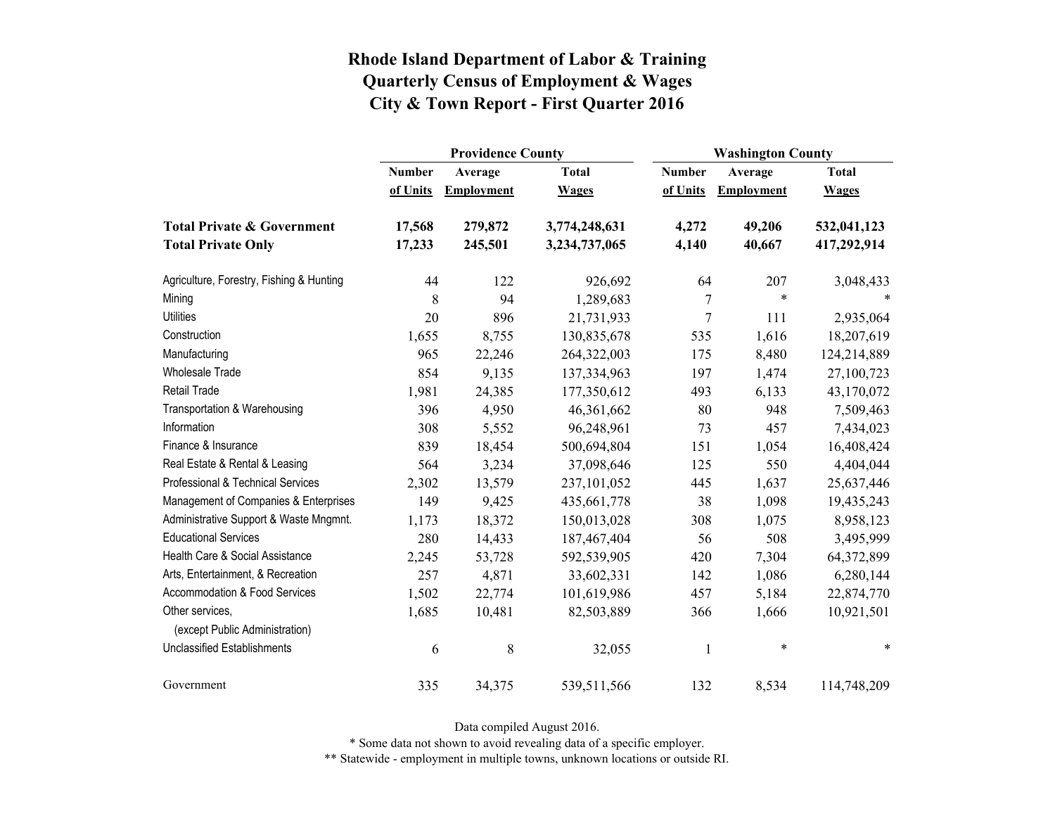# Rhode Island Department of Labor & Training
# Quarterly Census of Employment & Wages
# City & Town Report - First Quarter 2016

| | Providence County | | | Washington County | | |
|---|---|---|---|---|---|---|
| | Number of Units | Average Employment | Total Wages | Number of Units | Average Employment | Total Wages |
| **Total Private & Government** | **17,568** | **279,872** | **3,774,248,631** | **4,272** | **49,206** | **532,041,123** |
| **Total Private Only** | **17,233** | **245,501** | **3,234,737,065** | **4,140** | **40,667** | **417,292,914** |
| Agriculture, Forestry, Fishing & Hunting | 44 | 122 | 926,692 | 64 | 207 | 3,048,433 |
| Mining | 8 | 94 | 1,289,683 | 7 | * | * |
| Utilities | 20 | 896 | 21,731,933 | 7 | 111 | 2,935,064 |
| Construction | 1,655 | 8,755 | 130,835,678 | 535 | 1,616 | 18,207,619 |
| Manufacturing | 965 | 22,246 | 264,322,003 | 175 | 8,480 | 124,214,889 |
| Wholesale Trade | 854 | 9,135 | 137,334,963 | 197 | 1,474 | 27,100,723 |
| Retail Trade | 1,981 | 24,385 | 177,350,612 | 493 | 6,133 | 43,170,072 |
| Transportation & Warehousing | 396 | 4,950 | 46,361,662 | 80 | 948 | 7,509,463 |
| Information | 308 | 5,552 | 96,248,961 | 73 | 457 | 7,434,023 |
| Finance & Insurance | 839 | 18,454 | 500,694,804 | 151 | 1,054 | 16,408,424 |
| Real Estate & Rental & Leasing | 564 | 3,234 | 37,098,646 | 125 | 550 | 4,404,044 |
| Professional & Technical Services | 2,302 | 13,579 | 237,101,052 | 445 | 1,637 | 25,637,446 |
| Management of Companies & Enterprises | 149 | 9,425 | 435,661,778 | 38 | 1,098 | 19,435,243 |
| Administrative Support & Waste Mngmnt. | 1,173 | 18,372 | 150,013,028 | 308 | 1,075 | 8,958,123 |
| Educational Services | 280 | 14,433 | 187,467,404 | 56 | 508 | 3,495,999 |
| Health Care & Social Assistance | 2,245 | 53,728 | 592,539,905 | 420 | 7,304 | 64,372,899 |
| Arts, Entertainment, & Recreation | 257 | 4,871 | 33,602,331 | 142 | 1,086 | 6,280,144 |
| Accommodation & Food Services | 1,502 | 22,774 | 101,619,986 | 457 | 5,184 | 22,874,770 |
| Other services, (except Public Administration) | 1,685 | 10,481 | 82,503,889 | 366 | 1,666 | 10,921,501 |
| Unclassified Establishments | 6 | 8 | 32,055 | 1 | * | * |
| Government | 335 | 34,375 | 539,511,566 | 132 | 8,534 | 114,748,209 |

Data compiled August 2016.

* Some data not shown to avoid revealing data of a specific employer.

** Statewide - employment in multiple towns, unknown locations or outside RI.